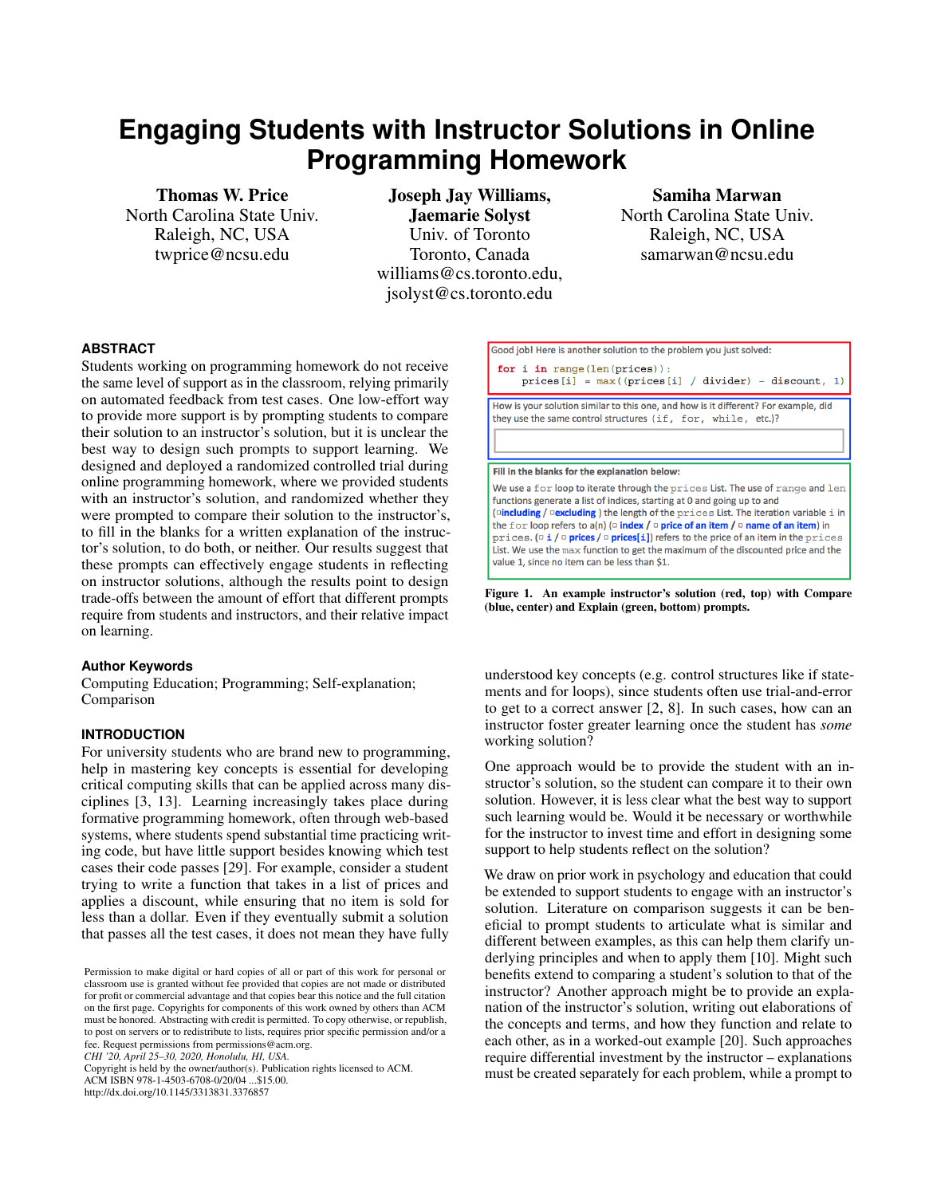# Engaging Students with Instructor Solutions in Online Programming Homework

**Thomas W. Price**
North Carolina State Univ.
Raleigh, NC, USA
twprice@ncsu.edu

**Joseph Jay Williams, Jaemarie Solyst**
Univ. of Toronto
Toronto, Canada
williams@cs.toronto.edu, jsolyst@cs.toronto.edu

**Samiha Marwan**
North Carolina State Univ.
Raleigh, NC, USA
samarwan@ncsu.edu

## ABSTRACT

Students working on programming homework do not receive the same level of support as in the classroom, relying primarily on automated feedback from test cases. One low-effort way to provide more support is by prompting students to compare their solution to an instructor's solution, but it is unclear the best way to design such prompts to support learning. We designed and deployed a randomized controlled trial during online programming homework, where we provided students with an instructor's solution, and randomized whether they were prompted to compare their solution to the instructor's, to fill in the blanks for a written explanation of the instructor's solution, to do both, or neither. Our results suggest that these prompts can effectively engage students in reflecting on instructor solutions, although the results point to design trade-offs between the amount of effort that different prompts require from students and instructors, and their relative impact on learning.

## Author Keywords

Computing Education; Programming; Self-explanation; Comparison

Good job! Here is another solution to the problem you just solved:

```
for i in range(len(prices)):
    prices[i] = max((prices[i] / divider) - discount, 1)
```

How is your solution similar to this one, and how is it different? For example, did they use the same control structures (if, for, while, etc.)?

Fill in the blanks for the explanation below:

We use a for loop to iterate through the prices List. The use of range and len functions generate a list of indices, starting at 0 and going up to and (□including / □excluding) the length of the prices List. The iteration variable i in the for loop refers to a(n) (□ index / □ price of an item / □ name of an item) in prices. (□ i / □ prices / □ prices[i]) refers to the price of an item in the prices List. We use the max function to get the maximum of the discounted price and the value 1, since no item can be less than $1.

**Figure 1. An example instructor's solution (red, top) with Compare (blue, center) and Explain (green, bottom) prompts.**

## INTRODUCTION

For university students who are brand new to programming, help in mastering key concepts is essential for developing critical computing skills that can be applied across many disciplines [3, 13]. Learning increasingly takes place during formative programming homework, often through web-based systems, where students spend substantial time practicing writing code, but have little support besides knowing which test cases their code passes [29]. For example, consider a student trying to write a function that takes in a list of prices and applies a discount, while ensuring that no item is sold for less than a dollar. Even if they eventually submit a solution that passes all the test cases, it does not mean they have fully understood key concepts (e.g. control structures like if statements and for loops), since students often use trial-and-error to get to a correct answer [2, 8]. In such cases, how can an instructor foster greater learning once the student has *some* working solution?

One approach would be to provide the student with an instructor's solution, so the student can compare it to their own solution. However, it is less clear what the best way to support such learning would be. Would it be necessary or worthwhile for the instructor to invest time and effort in designing some support to help students reflect on the solution?

We draw on prior work in psychology and education that could be extended to support students to engage with an instructor's solution. Literature on comparison suggests it can be beneficial to prompt students to articulate what is similar and different between examples, as this can help them clarify underlying principles and when to apply them [10]. Might such benefits extend to comparing a student's solution to that of the instructor? Another approach might be to provide an explanation of the instructor's solution, writing out elaborations of the concepts and terms, and how they function and relate to each other, as in a worked-out example [20]. Such approaches require differential investment by the instructor – explanations must be created separately for each problem, while a prompt to

Permission to make digital or hard copies of all or part of this work for personal or classroom use is granted without fee provided that copies are not made or distributed for profit or commercial advantage and that copies bear this notice and the full citation on the first page. Copyrights for components of this work owned by others than ACM must be honored. Abstracting with credit is permitted. To copy otherwise, or republish, to post on servers or to redistribute to lists, requires prior specific permission and/or a fee. Request permissions from permissions@acm.org.
*CHI '20, April 25–30, 2020, Honolulu, HI, USA.*
Copyright is held by the owner/author(s). Publication rights licensed to ACM.
ACM ISBN 978-1-4503-6708-0/20/04 ...$15.00.
http://dx.doi.org/10.1145/3313831.3376857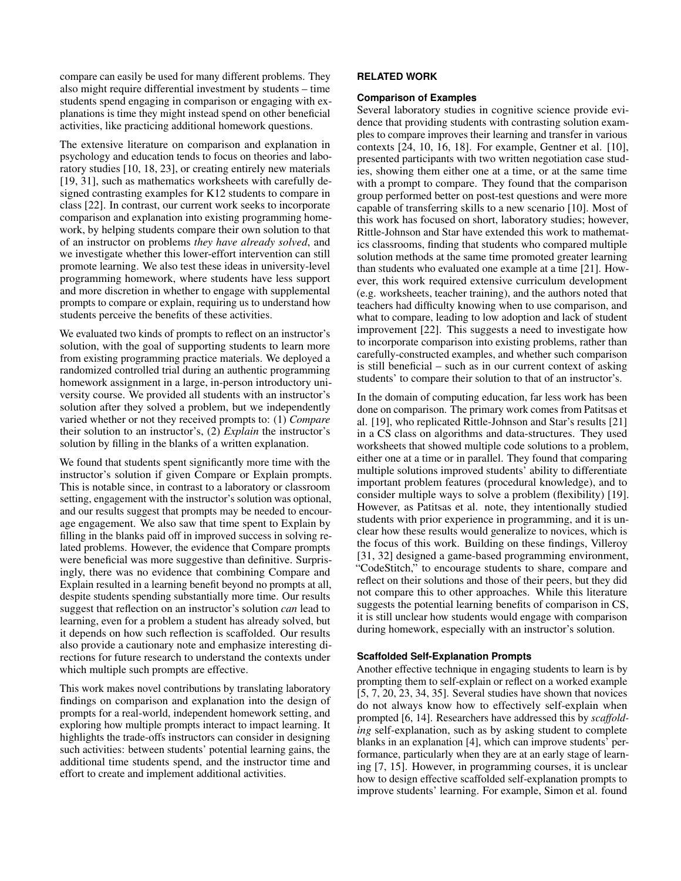compare can easily be used for many different problems. They also might require differential investment by students – time students spend engaging in comparison or engaging with explanations is time they might instead spend on other beneficial activities, like practicing additional homework questions.

The extensive literature on comparison and explanation in psychology and education tends to focus on theories and laboratory studies [10, 18, 23], or creating entirely new materials [19, 31], such as mathematics worksheets with carefully designed contrasting examples for K12 students to compare in class [22]. In contrast, our current work seeks to incorporate comparison and explanation into existing programming homework, by helping students compare their own solution to that of an instructor on problems *they have already solved*, and we investigate whether this lower-effort intervention can still promote learning. We also test these ideas in university-level programming homework, where students have less support and more discretion in whether to engage with supplemental prompts to compare or explain, requiring us to understand how students perceive the benefits of these activities.

We evaluated two kinds of prompts to reflect on an instructor's solution, with the goal of supporting students to learn more from existing programming practice materials. We deployed a randomized controlled trial during an authentic programming homework assignment in a large, in-person introductory university course. We provided all students with an instructor's solution after they solved a problem, but we independently varied whether or not they received prompts to: (1) *Compare* their solution to an instructor's, (2) *Explain* the instructor's solution by filling in the blanks of a written explanation.

We found that students spent significantly more time with the instructor's solution if given Compare or Explain prompts. This is notable since, in contrast to a laboratory or classroom setting, engagement with the instructor's solution was optional, and our results suggest that prompts may be needed to encourage engagement. We also saw that time spent to Explain by filling in the blanks paid off in improved success in solving related problems. However, the evidence that Compare prompts were beneficial was more suggestive than definitive. Surprisingly, there was no evidence that combining Compare and Explain resulted in a learning benefit beyond no prompts at all, despite students spending substantially more time. Our results suggest that reflection on an instructor's solution *can* lead to learning, even for a problem a student has already solved, but it depends on how such reflection is scaffolded. Our results also provide a cautionary note and emphasize interesting directions for future research to understand the contexts under which multiple such prompts are effective.

This work makes novel contributions by translating laboratory findings on comparison and explanation into the design of prompts for a real-world, independent homework setting, and exploring how multiple prompts interact to impact learning. It highlights the trade-offs instructors can consider in designing such activities: between students' potential learning gains, the additional time students spend, and the instructor time and effort to create and implement additional activities.

## RELATED WORK

### Comparison of Examples

Several laboratory studies in cognitive science provide evidence that providing students with contrasting solution examples to compare improves their learning and transfer in various contexts [24, 10, 16, 18]. For example, Gentner et al. [10], presented participants with two written negotiation case studies, showing them either one at a time, or at the same time with a prompt to compare. They found that the comparison group performed better on post-test questions and were more capable of transferring skills to a new scenario [10]. Most of this work has focused on short, laboratory studies; however, Rittle-Johnson and Star have extended this work to mathematics classrooms, finding that students who compared multiple solution methods at the same time promoted greater learning than students who evaluated one example at a time [21]. However, this work required extensive curriculum development (e.g. worksheets, teacher training), and the authors noted that teachers had difficulty knowing when to use comparison, and what to compare, leading to low adoption and lack of student improvement [22]. This suggests a need to investigate how to incorporate comparison into existing problems, rather than carefully-constructed examples, and whether such comparison is still beneficial – such as in our current context of asking students' to compare their solution to that of an instructor's.

In the domain of computing education, far less work has been done on comparison. The primary work comes from Patitsas et al. [19], who replicated Rittle-Johnson and Star's results [21] in a CS class on algorithms and data-structures. They used worksheets that showed multiple code solutions to a problem, either one at a time or in parallel. They found that comparing multiple solutions improved students' ability to differentiate important problem features (procedural knowledge), and to consider multiple ways to solve a problem (flexibility) [19]. However, as Patitsas et al. note, they intentionally studied students with prior experience in programming, and it is unclear how these results would generalize to novices, which is the focus of this work. Building on these findings, Villeroy [31, 32] designed a game-based programming environment, "CodeStitch," to encourage students to share, compare and reflect on their solutions and those of their peers, but they did not compare this to other approaches. While this literature suggests the potential learning benefits of comparison in CS, it is still unclear how students would engage with comparison during homework, especially with an instructor's solution.

### Scaffolded Self-Explanation Prompts

Another effective technique in engaging students to learn is by prompting them to self-explain or reflect on a worked example [5, 7, 20, 23, 34, 35]. Several studies have shown that novices do not always know how to effectively self-explain when prompted [6, 14]. Researchers have addressed this by *scaffolding* self-explanation, such as by asking student to complete blanks in an explanation [4], which can improve students' performance, particularly when they are at an early stage of learning [7, 15]. However, in programming courses, it is unclear how to design effective scaffolded self-explanation prompts to improve students' learning. For example, Simon et al. found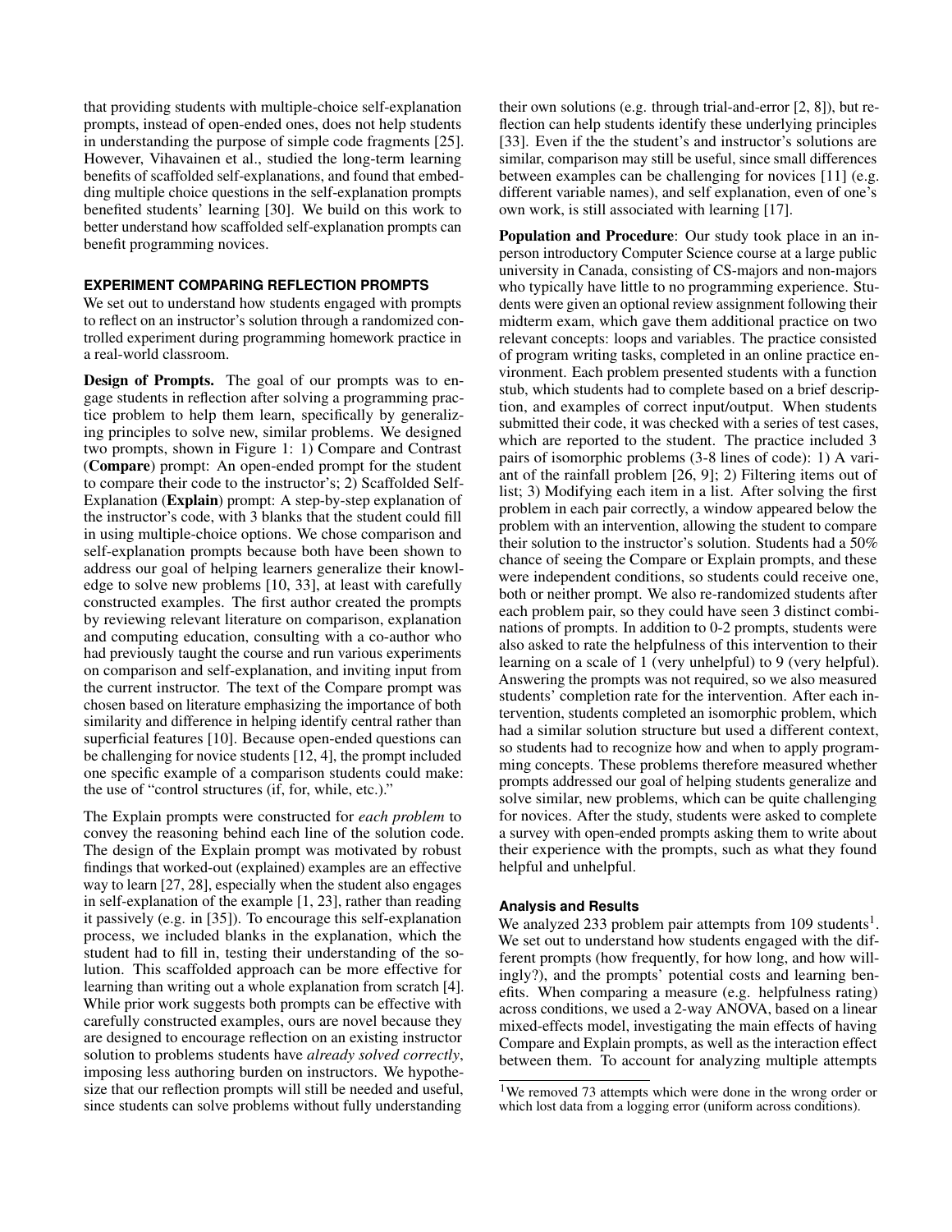that providing students with multiple-choice self-explanation prompts, instead of open-ended ones, does not help students in understanding the purpose of simple code fragments [25]. However, Vihavainen et al., studied the long-term learning benefits of scaffolded self-explanations, and found that embedding multiple choice questions in the self-explanation prompts benefited students' learning [30]. We build on this work to better understand how scaffolded self-explanation prompts can benefit programming novices.

### EXPERIMENT COMPARING REFLECTION PROMPTS

We set out to understand how students engaged with prompts to reflect on an instructor's solution through a randomized controlled experiment during programming homework practice in a real-world classroom.

**Design of Prompts.** The goal of our prompts was to engage students in reflection after solving a programming practice problem to help them learn, specifically by generalizing principles to solve new, similar problems. We designed two prompts, shown in Figure 1: 1) Compare and Contrast (**Compare**) prompt: An open-ended prompt for the student to compare their code to the instructor's; 2) Scaffolded Self-Explanation (**Explain**) prompt: A step-by-step explanation of the instructor's code, with 3 blanks that the student could fill in using multiple-choice options. We chose comparison and self-explanation prompts because both have been shown to address our goal of helping learners generalize their knowledge to solve new problems [10, 33], at least with carefully constructed examples. The first author created the prompts by reviewing relevant literature on comparison, explanation and computing education, consulting with a co-author who had previously taught the course and run various experiments on comparison and self-explanation, and inviting input from the current instructor. The text of the Compare prompt was chosen based on literature emphasizing the importance of both similarity and difference in helping identify central rather than superficial features [10]. Because open-ended questions can be challenging for novice students [12, 4], the prompt included one specific example of a comparison students could make: the use of "control structures (if, for, while, etc.)."

The Explain prompts were constructed for *each problem* to convey the reasoning behind each line of the solution code. The design of the Explain prompt was motivated by robust findings that worked-out (explained) examples are an effective way to learn [27, 28], especially when the student also engages in self-explanation of the example [1, 23], rather than reading it passively (e.g. in [35]). To encourage this self-explanation process, we included blanks in the explanation, which the student had to fill in, testing their understanding of the solution. This scaffolded approach can be more effective for learning than writing out a whole explanation from scratch [4]. While prior work suggests both prompts can be effective with carefully constructed examples, ours are novel because they are designed to encourage reflection on an existing instructor solution to problems students have *already solved correctly*, imposing less authoring burden on instructors. We hypothesize that our reflection prompts will still be needed and useful, since students can solve problems without fully understanding their own solutions (e.g. through trial-and-error [2, 8]), but reflection can help students identify these underlying principles [33]. Even if the the student's and instructor's solutions are similar, comparison may still be useful, since small differences between examples can be challenging for novices [11] (e.g. different variable names), and self explanation, even of one's own work, is still associated with learning [17].

**Population and Procedure**: Our study took place in an in-person introductory Computer Science course at a large public university in Canada, consisting of CS-majors and non-majors who typically have little to no programming experience. Students were given an optional review assignment following their midterm exam, which gave them additional practice on two relevant concepts: loops and variables. The practice consisted of program writing tasks, completed in an online practice environment. Each problem presented students with a function stub, which students had to complete based on a brief description, and examples of correct input/output. When students submitted their code, it was checked with a series of test cases, which are reported to the student. The practice included 3 pairs of isomorphic problems (3-8 lines of code): 1) A variant of the rainfall problem [26, 9]; 2) Filtering items out of list; 3) Modifying each item in a list. After solving the first problem in each pair correctly, a window appeared below the problem with an intervention, allowing the student to compare their solution to the instructor's solution. Students had a 50% chance of seeing the Compare or Explain prompts, and these were independent conditions, so students could receive one, both or neither prompt. We also re-randomized students after each problem pair, so they could have seen 3 distinct combinations of prompts. In addition to 0-2 prompts, students were also asked to rate the helpfulness of this intervention to their learning on a scale of 1 (very unhelpful) to 9 (very helpful). Answering the prompts was not required, so we also measured students' completion rate for the intervention. After each intervention, students completed an isomorphic problem, which had a similar solution structure but used a different context, so students had to recognize how and when to apply programming concepts. These problems therefore measured whether prompts addressed our goal of helping students generalize and solve similar, new problems, which can be quite challenging for novices. After the study, students were asked to complete a survey with open-ended prompts asking them to write about their experience with the prompts, such as what they found helpful and unhelpful.

#### Analysis and Results

We analyzed 233 problem pair attempts from 109 students[1]. We set out to understand how students engaged with the different prompts (how frequently, for how long, and how willingly?), and the prompts' potential costs and learning benefits. When comparing a measure (e.g. helpfulness rating) across conditions, we used a 2-way ANOVA, based on a linear mixed-effects model, investigating the main effects of having Compare and Explain prompts, as well as the interaction effect between them. To account for analyzing multiple attempts

[1] We removed 73 attempts which were done in the wrong order or which lost data from a logging error (uniform across conditions).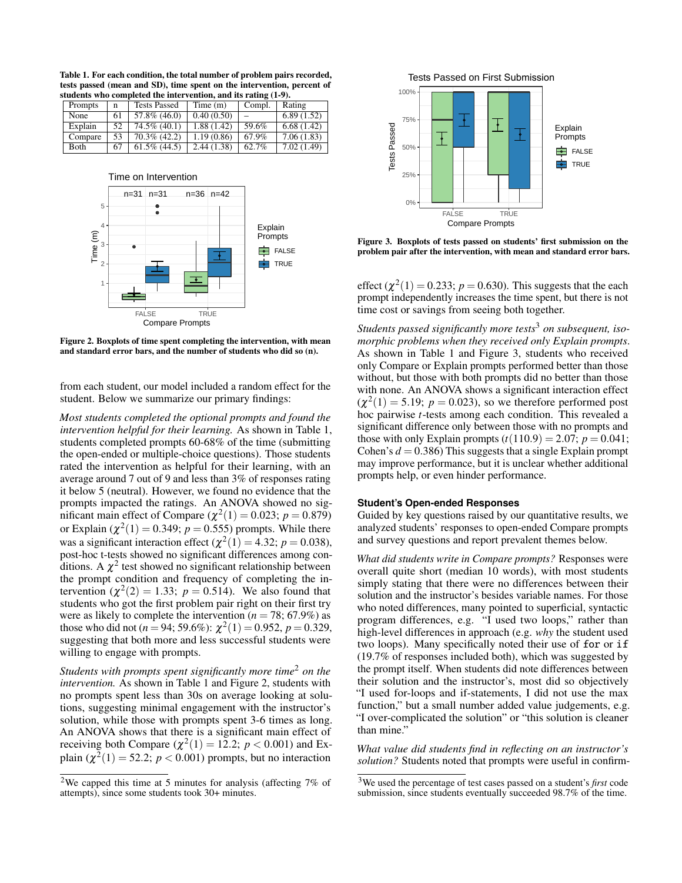**Table 1. For each condition, the total number of problem pairs recorded, tests passed (mean and SD), time spent on the intervention, percent of students who completed the intervention, and its rating (1-9).**

| Prompts | n | Tests Passed | Time (m) | Compl. | Rating |
|---|---|---|---|---|---|
| None | 61 | 57.8% (46.0) | 0.40 (0.50) | – | 6.89 (1.52) |
| Explain | 52 | 74.5% (40.1) | 1.88 (1.42) | 59.6% | 6.68 (1.42) |
| Compare | 53 | 70.3% (42.2) | 1.19 (0.86) | 67.9% | 7.06 (1.83) |
| Both | 67 | 61.5% (44.5) | 2.44 (1.38) | 62.7% | 7.02 (1.49) |

**Figure 2. Boxplots of time spent completing the intervention, with mean and standard error bars, and the number of students who did so (n).**

from each student, our model included a random effect for the student. Below we summarize our primary findings:

*Most students completed the optional prompts and found the intervention helpful for their learning.* As shown in Table 1, students completed prompts 60-68% of the time (submitting the open-ended or multiple-choice questions). Those students rated the intervention as helpful for their learning, with an average around 7 out of 9 and less than 3% of responses rating it below 5 (neutral). However, we found no evidence that the prompts impacted the ratings. An ANOVA showed no significant main effect of Compare ($\chi^2(1) = 0.023$; $p = 0.879$) or Explain ($\chi^2(1) = 0.349$; $p = 0.555$) prompts. While there was a significant interaction effect ($\chi^2(1) = 4.32$; $p = 0.038$), post-hoc t-tests showed no significant differences among conditions. A $\chi^2$ test showed no significant relationship between the prompt condition and frequency of completing the intervention ($\chi^2(2) = 1.33$; $p = 0.514$). We also found that students who got the first problem pair right on their first try were as likely to complete the intervention ($n = 78$; 67.9%) as those who did not ($n = 94$; 59.6%): $\chi^2(1) = 0.952$, $p = 0.329$, suggesting that both more and less successful students were willing to engage with prompts.

*Students with prompts spent significantly more time*[2] *on the intervention.* As shown in Table 1 and Figure 2, students with no prompts spent less than 30s on average looking at solutions, suggesting minimal engagement with the instructor's solution, while those with prompts spent 3-6 times as long. An ANOVA shows that there is a significant main effect of receiving both Compare ($\chi^2(1) = 12.2$; $p < 0.001$) and Explain ($\chi^2(1) = 52.2$; $p < 0.001$) prompts, but no interaction effect ($\chi^2(1) = 0.233$; $p = 0.630$). This suggests that the each prompt independently increases the time spent, but there is not time cost or savings from seeing both together.

[2]We capped this time at 5 minutes for analysis (affecting 7% of attempts), since some students took 30+ minutes.

**Figure 3. Boxplots of tests passed on students' first submission on the problem pair after the intervention, with mean and standard error bars.**

*Students passed significantly more tests*[3] *on subsequent, isomorphic problems when they received only Explain prompts.* As shown in Table 1 and Figure 3, students who received only Compare or Explain prompts performed better than those without, but those with both prompts did no better than those with none. An ANOVA shows a significant interaction effect ($\chi^2(1) = 5.19$; $p = 0.023$), so we therefore performed post hoc pairwise $t$-tests among each condition. This revealed a significant difference only between those with no prompts and those with only Explain prompts ($t(110.9) = 2.07$; $p = 0.041$; Cohen's $d = 0.386$) This suggests that a single Explain prompt may improve performance, but it is unclear whether additional prompts help, or even hinder performance.

[3]We used the percentage of test cases passed on a student's *first* code submission, since students eventually succeeded 98.7% of the time.

#### Student's Open-ended Responses

Guided by key questions raised by our quantitative results, we analyzed students' responses to open-ended Compare prompts and survey questions and report prevalent themes below.

*What did students write in Compare prompts?* Responses were overall quite short (median 10 words), with most students simply stating that there were no differences between their solution and the instructor's besides variable names. For those who noted differences, many pointed to superficial, syntactic program differences, e.g. "I used two loops," rather than high-level differences in approach (e.g. *why* the student used two loops). Many specifically noted their use of `for` or `if` (19.7% of responses included both), which was suggested by the prompt itself. When students did note differences between their solution and the instructor's, most did so objectively "I used for-loops and if-statements, I did not use the max function," but a small number added value judgements, e.g. "I over-complicated the solution" or "this solution is cleaner than mine."

*What value did students find in reflecting on an instructor's solution?* Students noted that prompts were useful in confirm-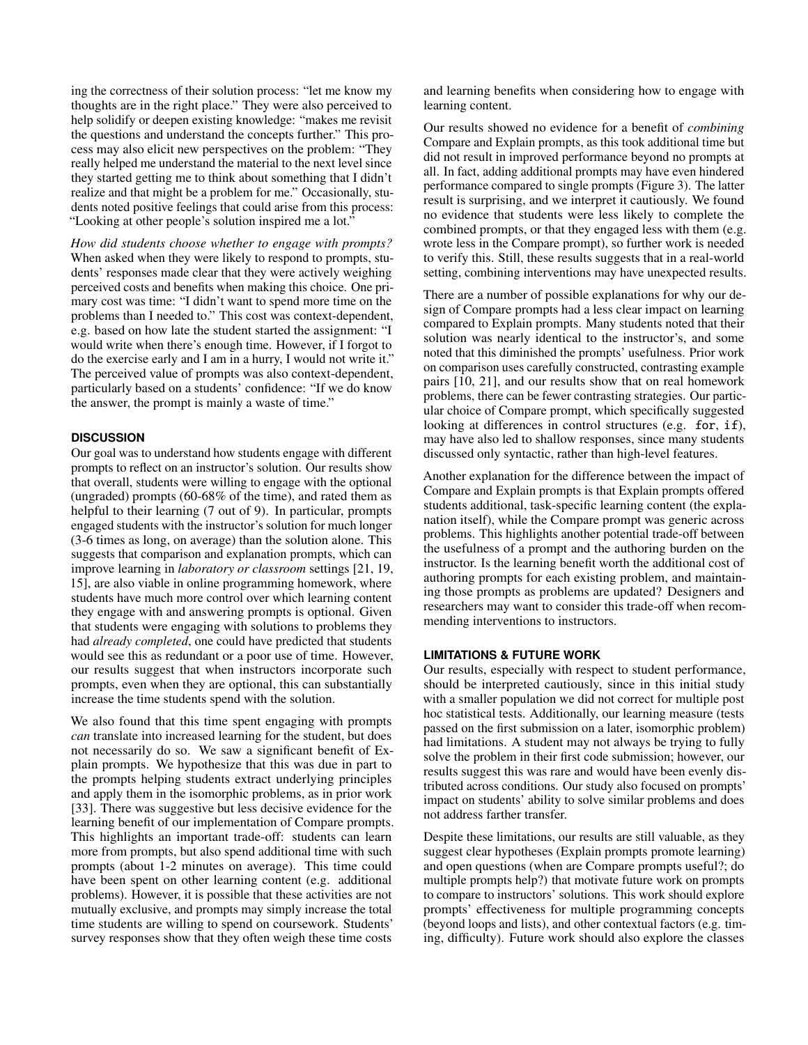ing the correctness of their solution process: "let me know my thoughts are in the right place." They were also perceived to help solidify or deepen existing knowledge: "makes me revisit the questions and understand the concepts further." This process may also elicit new perspectives on the problem: "They really helped me understand the material to the next level since they started getting me to think about something that I didn't realize and that might be a problem for me." Occasionally, students noted positive feelings that could arise from this process: "Looking at other people's solution inspired me a lot."

*How did students choose whether to engage with prompts?* When asked when they were likely to respond to prompts, students' responses made clear that they were actively weighing perceived costs and benefits when making this choice. One primary cost was time: "I didn't want to spend more time on the problems than I needed to." This cost was context-dependent, e.g. based on how late the student started the assignment: "I would write when there's enough time. However, if I forgot to do the exercise early and I am in a hurry, I would not write it." The perceived value of prompts was also context-dependent, particularly based on a students' confidence: "If we do know the answer, the prompt is mainly a waste of time."

## DISCUSSION

Our goal was to understand how students engage with different prompts to reflect on an instructor's solution. Our results show that overall, students were willing to engage with the optional (ungraded) prompts (60-68% of the time), and rated them as helpful to their learning (7 out of 9). In particular, prompts engaged students with the instructor's solution for much longer (3-6 times as long, on average) than the solution alone. This suggests that comparison and explanation prompts, which can improve learning in *laboratory or classroom* settings [21, 19, 15], are also viable in online programming homework, where students have much more control over which learning content they engage with and answering prompts is optional. Given that students were engaging with solutions to problems they had *already completed*, one could have predicted that students would see this as redundant or a poor use of time. However, our results suggest that when instructors incorporate such prompts, even when they are optional, this can substantially increase the time students spend with the solution.

We also found that this time spent engaging with prompts *can* translate into increased learning for the student, but does not necessarily do so. We saw a significant benefit of Explain prompts. We hypothesize that this was due in part to the prompts helping students extract underlying principles and apply them in the isomorphic problems, as in prior work [33]. There was suggestive but less decisive evidence for the learning benefit of our implementation of Compare prompts. This highlights an important trade-off: students can learn more from prompts, but also spend additional time with such prompts (about 1-2 minutes on average). This time could have been spent on other learning content (e.g. additional problems). However, it is possible that these activities are not mutually exclusive, and prompts may simply increase the total time students are willing to spend on coursework. Students' survey responses show that they often weigh these time costs and learning benefits when considering how to engage with learning content.

Our results showed no evidence for a benefit of *combining* Compare and Explain prompts, as this took additional time but did not result in improved performance beyond no prompts at all. In fact, adding additional prompts may have even hindered performance compared to single prompts (Figure 3). The latter result is surprising, and we interpret it cautiously. We found no evidence that students were less likely to complete the combined prompts, or that they engaged less with them (e.g. wrote less in the Compare prompt), so further work is needed to verify this. Still, these results suggests that in a real-world setting, combining interventions may have unexpected results.

There are a number of possible explanations for why our design of Compare prompts had a less clear impact on learning compared to Explain prompts. Many students noted that their solution was nearly identical to the instructor's, and some noted that this diminished the prompts' usefulness. Prior work on comparison uses carefully constructed, contrasting example pairs [10, 21], and our results show that on real homework problems, there can be fewer contrasting strategies. Our particular choice of Compare prompt, which specifically suggested looking at differences in control structures (e.g. `for`, `if`), may have also led to shallow responses, since many students discussed only syntactic, rather than high-level features.

Another explanation for the difference between the impact of Compare and Explain prompts is that Explain prompts offered students additional, task-specific learning content (the explanation itself), while the Compare prompt was generic across problems. This highlights another potential trade-off between the usefulness of a prompt and the authoring burden on the instructor. Is the learning benefit worth the additional cost of authoring prompts for each existing problem, and maintaining those prompts as problems are updated? Designers and researchers may want to consider this trade-off when recommending interventions to instructors.

## LIMITATIONS & FUTURE WORK

Our results, especially with respect to student performance, should be interpreted cautiously, since in this initial study with a smaller population we did not correct for multiple post hoc statistical tests. Additionally, our learning measure (tests passed on the first submission on a later, isomorphic problem) had limitations. A student may not always be trying to fully solve the problem in their first code submission; however, our results suggest this was rare and would have been evenly distributed across conditions. Our study also focused on prompts' impact on students' ability to solve similar problems and does not address farther transfer.

Despite these limitations, our results are still valuable, as they suggest clear hypotheses (Explain prompts promote learning) and open questions (when are Compare prompts useful?; do multiple prompts help?) that motivate future work on prompts to compare to instructors' solutions. This work should explore prompts' effectiveness for multiple programming concepts (beyond loops and lists), and other contextual factors (e.g. timing, difficulty). Future work should also explore the classes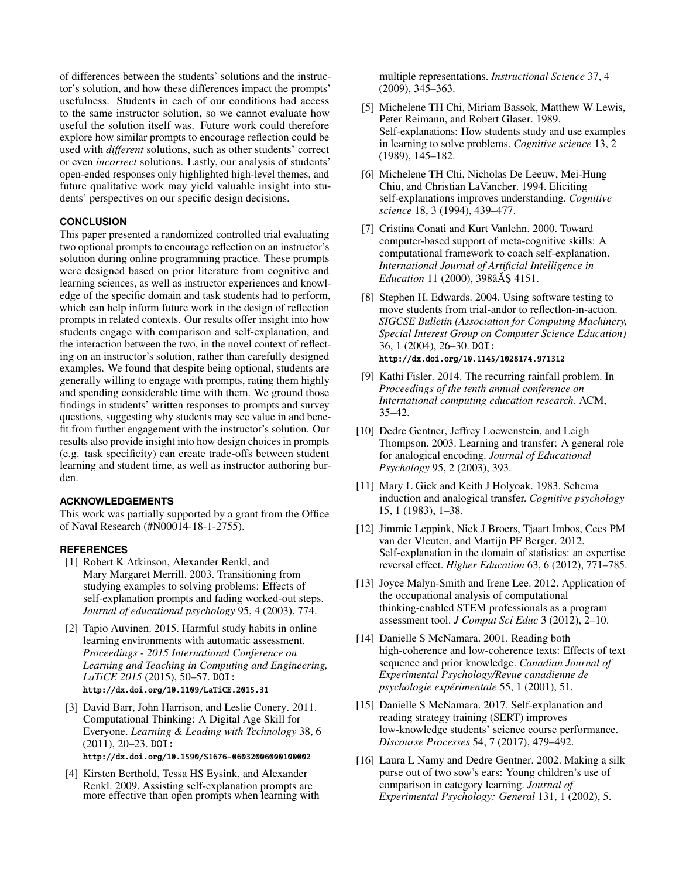of differences between the students' solutions and the instructor's solution, and how these differences impact the prompts' usefulness. Students in each of our conditions had access to the same instructor solution, so we cannot evaluate how useful the solution itself was. Future work could therefore explore how similar prompts to encourage reflection could be used with *different* solutions, such as other students' correct or even *incorrect* solutions. Lastly, our analysis of students' open-ended responses only highlighted high-level themes, and future qualitative work may yield valuable insight into students' perspectives on our specific design decisions.

## CONCLUSION

This paper presented a randomized controlled trial evaluating two optional prompts to encourage reflection on an instructor's solution during online programming practice. These prompts were designed based on prior literature from cognitive and learning sciences, as well as instructor experiences and knowledge of the specific domain and task students had to perform, which can help inform future work in the design of reflection prompts in related contexts. Our results offer insight into how students engage with comparison and self-explanation, and the interaction between the two, in the novel context of reflecting on an instructor's solution, rather than carefully designed examples. We found that despite being optional, students are generally willing to engage with prompts, rating them highly and spending considerable time with them. We ground those findings in students' written responses to prompts and survey questions, suggesting why students may see value in and benefit from further engagement with the instructor's solution. Our results also provide insight into how design choices in prompts (e.g. task specificity) can create trade-offs between student learning and student time, as well as instructor authoring burden.

## ACKNOWLEDGEMENTS

This work was partially supported by a grant from the Office of Naval Research (#N00014-18-1-2755).

## REFERENCES

[1] Robert K Atkinson, Alexander Renkl, and Mary Margaret Merrill. 2003. Transitioning from studying examples to solving problems: Effects of self-explanation prompts and fading worked-out steps. *Journal of educational psychology* 95, 4 (2003), 774.

[2] Tapio Auvinen. 2015. Harmful study habits in online learning environments with automatic assessment. *Proceedings - 2015 International Conference on Learning and Teaching in Computing and Engineering, LaTiCE 2015* (2015), 50–57. DOI: http://dx.doi.org/10.1109/LaTiCE.2015.31

[3] David Barr, John Harrison, and Leslie Conery. 2011. Computational Thinking: A Digital Age Skill for Everyone. *Learning & Leading with Technology* 38, 6 (2011), 20–23. DOI: http://dx.doi.org/10.1590/S1676-06032006000100002

[4] Kirsten Berthold, Tessa HS Eysink, and Alexander Renkl. 2009. Assisting self-explanation prompts are more effective than open prompts when learning with multiple representations. *Instructional Science* 37, 4 (2009), 345–363.

[5] Michelene TH Chi, Miriam Bassok, Matthew W Lewis, Peter Reimann, and Robert Glaser. 1989. Self-explanations: How students study and use examples in learning to solve problems. *Cognitive science* 13, 2 (1989), 145–182.

[6] Michelene TH Chi, Nicholas De Leeuw, Mei-Hung Chiu, and Christian LaVancher. 1994. Eliciting self-explanations improves understanding. *Cognitive science* 18, 3 (1994), 439–477.

[7] Cristina Conati and Kurt Vanlehn. 2000. Toward computer-based support of meta-cognitive skills: A computational framework to coach self-explanation. *International Journal of Artificial Intelligence in Education* 11 (2000), 398âĂŞ 4151.

[8] Stephen H. Edwards. 2004. Using software testing to move students from trial-andor to reflectlon-in-action. *SIGCSE Bulletin (Association for Computing Machinery, Special Interest Group on Computer Science Education)* 36, 1 (2004), 26–30. DOI: http://dx.doi.org/10.1145/1028174.971312

[9] Kathi Fisler. 2014. The recurring rainfall problem. In *Proceedings of the tenth annual conference on International computing education research*. ACM, 35–42.

[10] Dedre Gentner, Jeffrey Loewenstein, and Leigh Thompson. 2003. Learning and transfer: A general role for analogical encoding. *Journal of Educational Psychology* 95, 2 (2003), 393.

[11] Mary L Gick and Keith J Holyoak. 1983. Schema induction and analogical transfer. *Cognitive psychology* 15, 1 (1983), 1–38.

[12] Jimmie Leppink, Nick J Broers, Tjaart Imbos, Cees PM van der Vleuten, and Martijn PF Berger. 2012. Self-explanation in the domain of statistics: an expertise reversal effect. *Higher Education* 63, 6 (2012), 771–785.

[13] Joyce Malyn-Smith and Irene Lee. 2012. Application of the occupational analysis of computational thinking-enabled STEM professionals as a program assessment tool. *J Comput Sci Educ* 3 (2012), 2–10.

[14] Danielle S McNamara. 2001. Reading both high-coherence and low-coherence texts: Effects of text sequence and prior knowledge. *Canadian Journal of Experimental Psychology/Revue canadienne de psychologie expérimentale* 55, 1 (2001), 51.

[15] Danielle S McNamara. 2017. Self-explanation and reading strategy training (SERT) improves low-knowledge students' science course performance. *Discourse Processes* 54, 7 (2017), 479–492.

[16] Laura L Namy and Dedre Gentner. 2002. Making a silk purse out of two sow's ears: Young children's use of comparison in category learning. *Journal of Experimental Psychology: General* 131, 1 (2002), 5.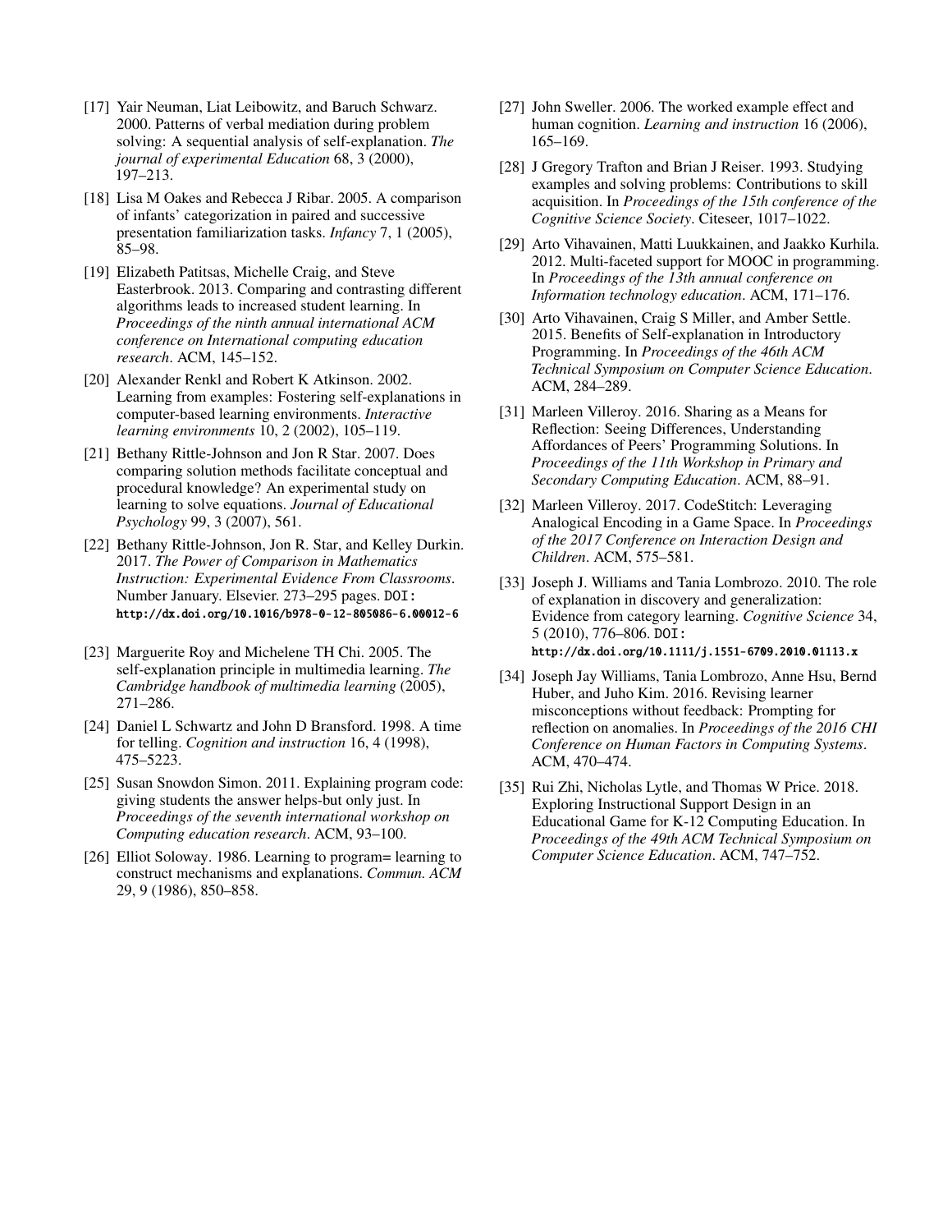[17] Yair Neuman, Liat Leibowitz, and Baruch Schwarz. 2000. Patterns of verbal mediation during problem solving: A sequential analysis of self-explanation. *The journal of experimental Education* 68, 3 (2000), 197–213.

[18] Lisa M Oakes and Rebecca J Ribar. 2005. A comparison of infants' categorization in paired and successive presentation familiarization tasks. *Infancy* 7, 1 (2005), 85–98.

[19] Elizabeth Patitsas, Michelle Craig, and Steve Easterbrook. 2013. Comparing and contrasting different algorithms leads to increased student learning. In *Proceedings of the ninth annual international ACM conference on International computing education research*. ACM, 145–152.

[20] Alexander Renkl and Robert K Atkinson. 2002. Learning from examples: Fostering self-explanations in computer-based learning environments. *Interactive learning environments* 10, 2 (2002), 105–119.

[21] Bethany Rittle-Johnson and Jon R Star. 2007. Does comparing solution methods facilitate conceptual and procedural knowledge? An experimental study on learning to solve equations. *Journal of Educational Psychology* 99, 3 (2007), 561.

[22] Bethany Rittle-Johnson, Jon R. Star, and Kelley Durkin. 2017. *The Power of Comparison in Mathematics Instruction: Experimental Evidence From Classrooms*. Number January. Elsevier. 273–295 pages. DOI: http://dx.doi.org/10.1016/b978-0-12-805086-6.00012-6

[23] Marguerite Roy and Michelene TH Chi. 2005. The self-explanation principle in multimedia learning. *The Cambridge handbook of multimedia learning* (2005), 271–286.

[24] Daniel L Schwartz and John D Bransford. 1998. A time for telling. *Cognition and instruction* 16, 4 (1998), 475–5223.

[25] Susan Snowdon Simon. 2011. Explaining program code: giving students the answer helps-but only just. In *Proceedings of the seventh international workshop on Computing education research*. ACM, 93–100.

[26] Elliot Soloway. 1986. Learning to program= learning to construct mechanisms and explanations. *Commun. ACM* 29, 9 (1986), 850–858.

[27] John Sweller. 2006. The worked example effect and human cognition. *Learning and instruction* 16 (2006), 165–169.

[28] J Gregory Trafton and Brian J Reiser. 1993. Studying examples and solving problems: Contributions to skill acquisition. In *Proceedings of the 15th conference of the Cognitive Science Society*. Citeseer, 1017–1022.

[29] Arto Vihavainen, Matti Luukkainen, and Jaakko Kurhila. 2012. Multi-faceted support for MOOC in programming. In *Proceedings of the 13th annual conference on Information technology education*. ACM, 171–176.

[30] Arto Vihavainen, Craig S Miller, and Amber Settle. 2015. Benefits of Self-explanation in Introductory Programming. In *Proceedings of the 46th ACM Technical Symposium on Computer Science Education*. ACM, 284–289.

[31] Marleen Villeroy. 2016. Sharing as a Means for Reflection: Seeing Differences, Understanding Affordances of Peers' Programming Solutions. In *Proceedings of the 11th Workshop in Primary and Secondary Computing Education*. ACM, 88–91.

[32] Marleen Villeroy. 2017. CodeStitch: Leveraging Analogical Encoding in a Game Space. In *Proceedings of the 2017 Conference on Interaction Design and Children*. ACM, 575–581.

[33] Joseph J. Williams and Tania Lombrozo. 2010. The role of explanation in discovery and generalization: Evidence from category learning. *Cognitive Science* 34, 5 (2010), 776–806. DOI: http://dx.doi.org/10.1111/j.1551-6709.2010.01113.x

[34] Joseph Jay Williams, Tania Lombrozo, Anne Hsu, Bernd Huber, and Juho Kim. 2016. Revising learner misconceptions without feedback: Prompting for reflection on anomalies. In *Proceedings of the 2016 CHI Conference on Human Factors in Computing Systems*. ACM, 470–474.

[35] Rui Zhi, Nicholas Lytle, and Thomas W Price. 2018. Exploring Instructional Support Design in an Educational Game for K-12 Computing Education. In *Proceedings of the 49th ACM Technical Symposium on Computer Science Education*. ACM, 747–752.